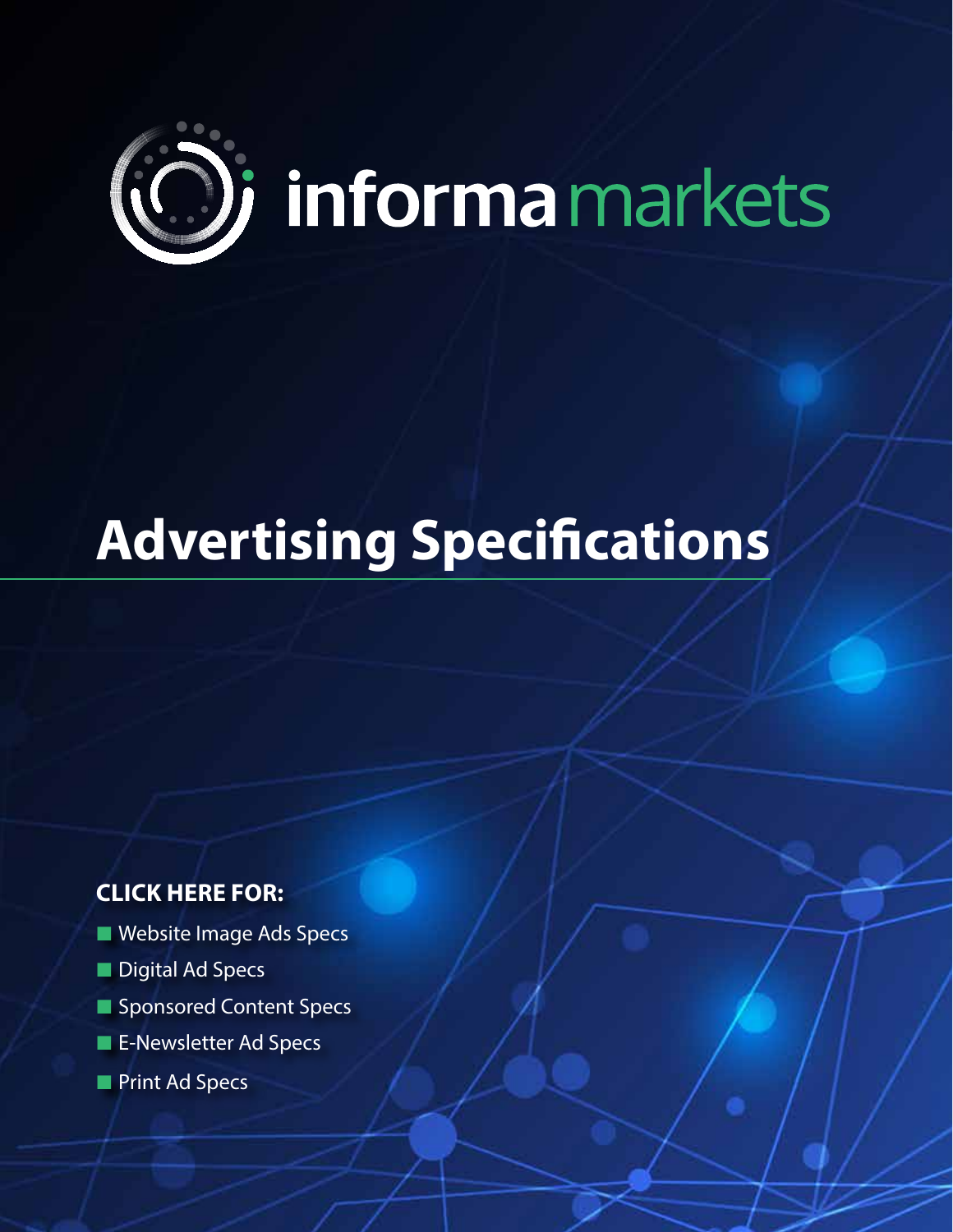informa markets

# Advertising Specifications

**CLICK HERE FOR:**

- Website Image Ads Specs
- Digital Ad Specs
- Sponsored Content Specs
- E-Newsletter Ad Specs
- Print Ad Specs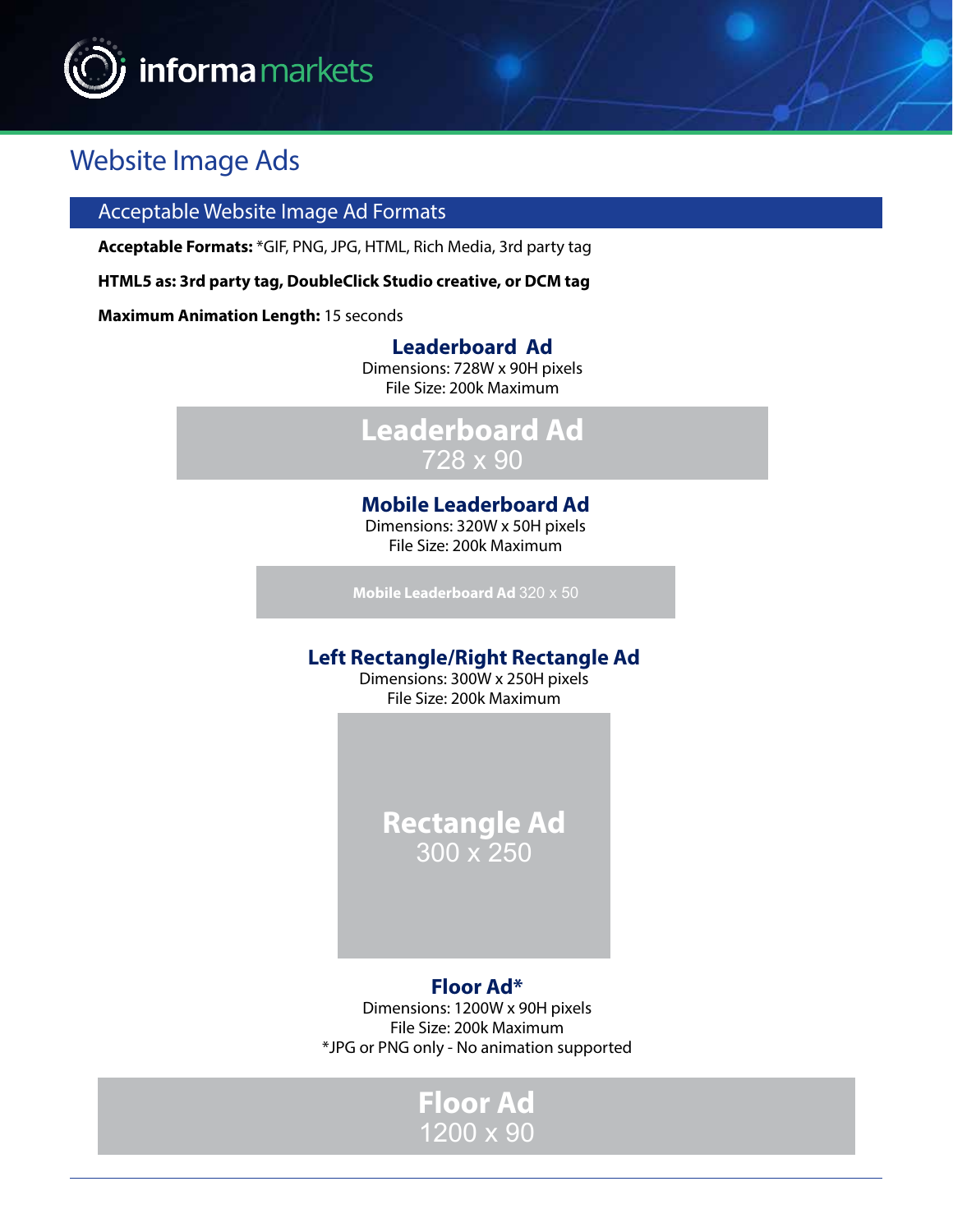# Website Image Ads

## Acceptable Website Image Ad Formats

**Acceptable Formats:** *GIF, PNG, JPG, HTML, Rich Media, 3rd party tag

**HTML5 as: 3rd party tag, DoubleClick Studio creative, or DCM tag**

**Maximum Animation Length:** 15 seconds

### Leaderboard Ad

Dimensions: 728W x 90H pixels
File Size: 200k Maximum

**Leaderboard Ad**
728 x 90

### Mobile Leaderboard Ad

Dimensions: 320W x 50H pixels
File Size: 200k Maximum

**Mobile Leaderboard Ad** 320 x 50

### Left Rectangle/Right Rectangle Ad

Dimensions: 300W x 250H pixels
File Size: 200k Maximum

**Rectangle Ad**
300 x 250

### Floor Ad*

Dimensions: 1200W x 90H pixels
File Size: 200k Maximum
*JPG or PNG only - No animation supported

**Floor Ad**
1200 x 90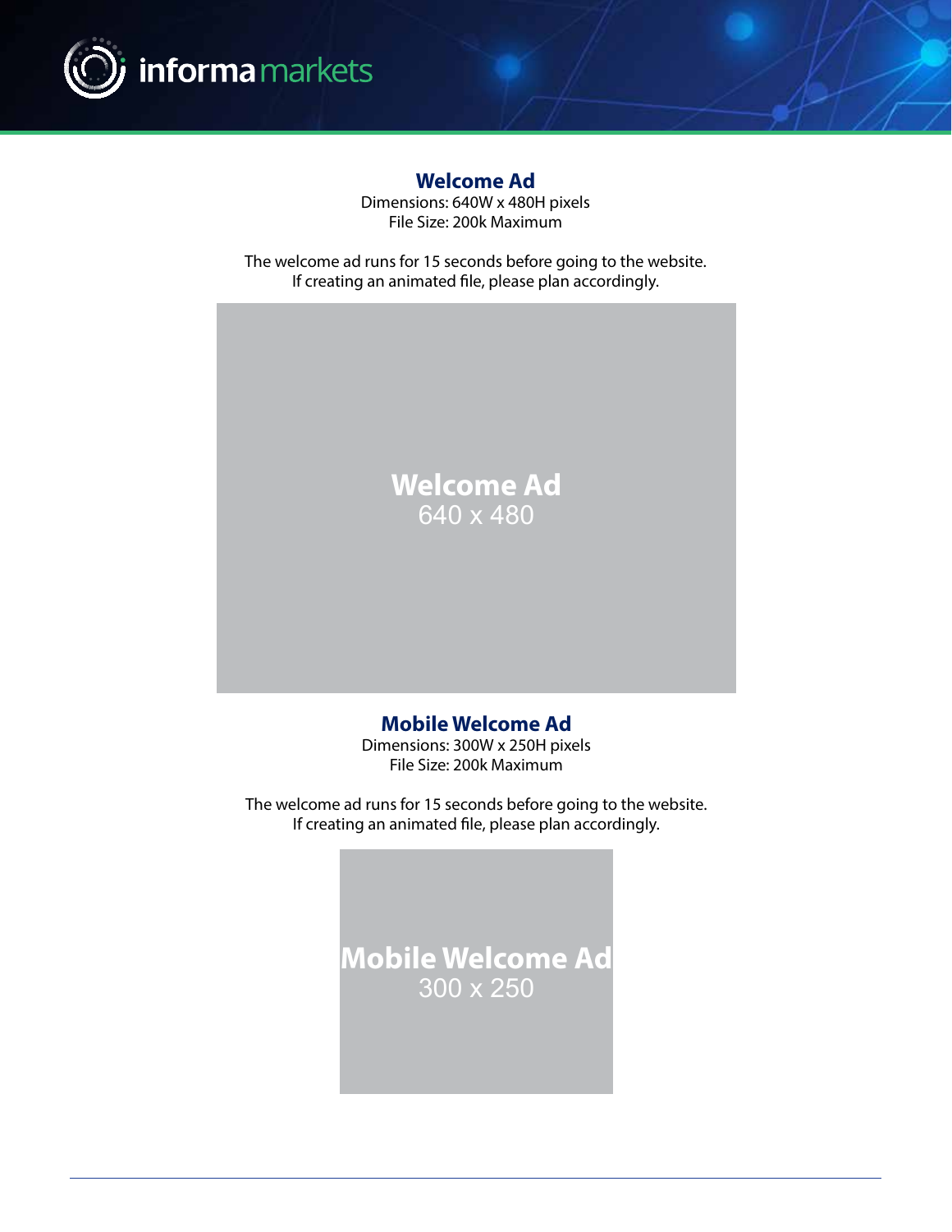## Welcome Ad

Dimensions: 640W x 480H pixels
File Size: 200k Maximum

The welcome ad runs for 15 seconds before going to the website.
If creating an animated file, please plan accordingly.

**Welcome Ad**
640 x 480

## Mobile Welcome Ad

Dimensions: 300W x 250H pixels
File Size: 200k Maximum

The welcome ad runs for 15 seconds before going to the website.
If creating an animated file, please plan accordingly.

**Mobile Welcome Ad**
300 x 250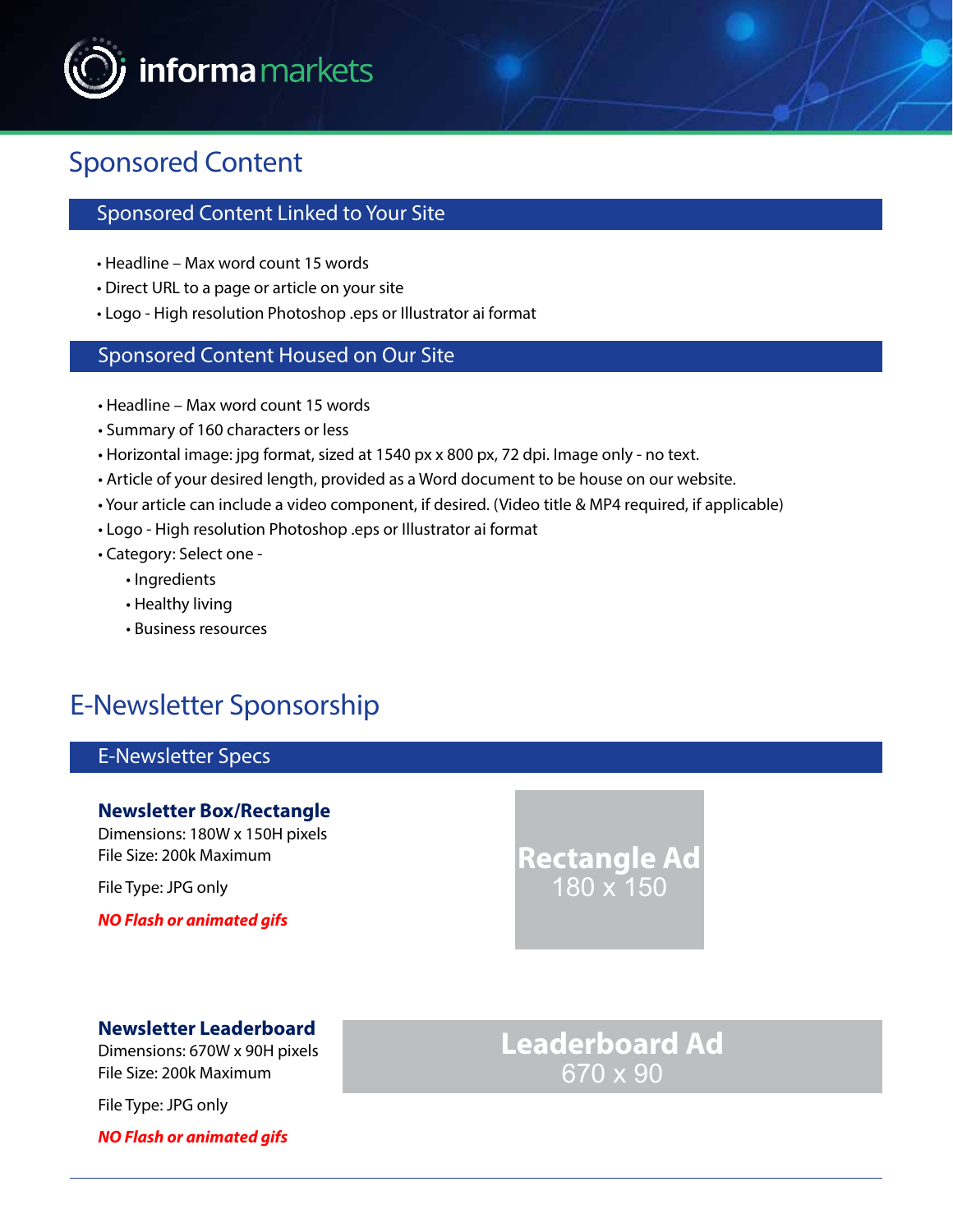# Sponsored Content

## Sponsored Content Linked to Your Site

- Headline – Max word count 15 words
- Direct URL to a page or article on your site
- Logo - High resolution Photoshop .eps or Illustrator ai format

## Sponsored Content Housed on Our Site

- Headline – Max word count 15 words
- Summary of 160 characters or less
- Horizontal image: jpg format, sized at 1540 px x 800 px, 72 dpi. Image only - no text.
- Article of your desired length, provided as a Word document to be house on our website.
- Your article can include a video component, if desired. (Video title & MP4 required, if applicable)
- Logo - High resolution Photoshop .eps or Illustrator ai format
- Category: Select one -
  - Ingredients
  - Healthy living
  - Business resources

# E-Newsletter Sponsorship

## E-Newsletter Specs

### Newsletter Box/Rectangle

Dimensions: 180W x 150H pixels
File Size: 200k Maximum

File Type: JPG only

***NO Flash or animated gifs***

**Rectangle Ad**
180 x 150

### Newsletter Leaderboard

Dimensions: 670W x 90H pixels
File Size: 200k Maximum

File Type: JPG only

***NO Flash or animated gifs***

**Leaderboard Ad**
670 x 90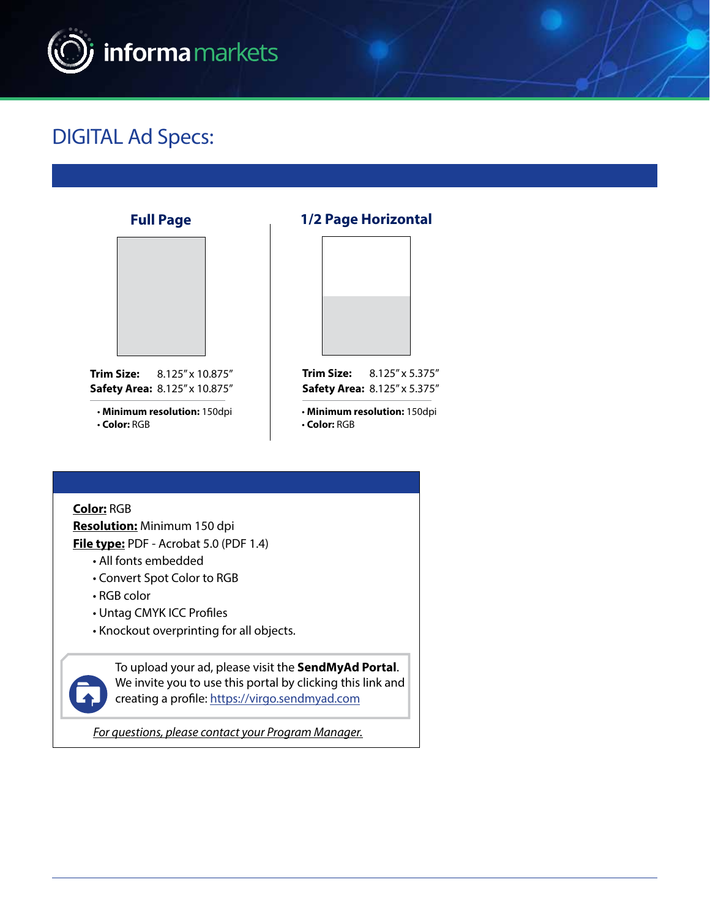# DIGITAL Ad Specs:

### Full Page

**Trim Size:** 8.125" x 10.875"
**Safety Area:** 8.125" x 10.875"

- **Minimum resolution:** 150dpi
- **Color:** RGB

### 1/2 Page Horizontal

**Trim Size:** 8.125" x 5.375"
**Safety Area:** 8.125" x 5.375"

- **Minimum resolution:** 150dpi
- **Color:** RGB

**Color:** RGB
**Resolution:** Minimum 150 dpi
**File type:** PDF - Acrobat 5.0 (PDF 1.4)

- All fonts embedded
- Convert Spot Color to RGB
- RGB color
- Untag CMYK ICC Profiles
- Knockout overprinting for all objects.

To upload your ad, please visit the **SendMyAd Portal**. We invite you to use this portal by clicking this link and creating a profile: https://virgo.sendmyad.com

*For questions, please contact your Program Manager.*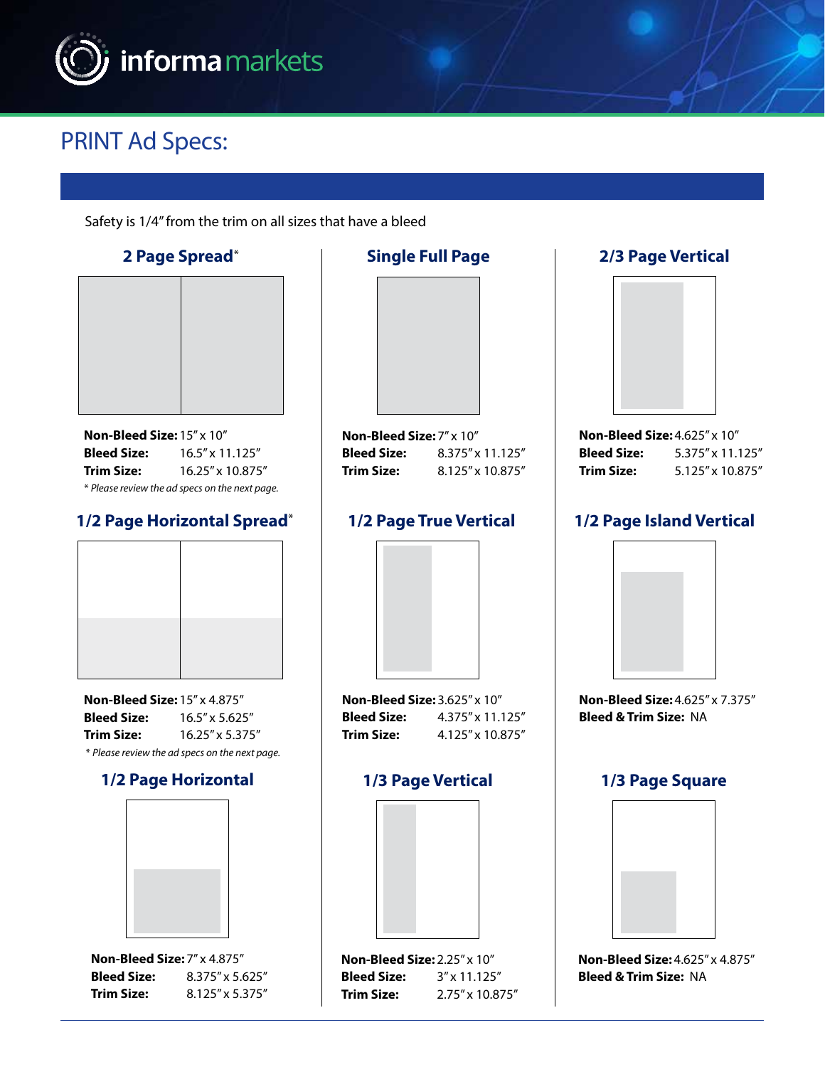# PRINT Ad Specs:

Safety is 1/4" from the trim on all sizes that have a bleed

## 2 Page Spread*

**Non-Bleed Size:** 15" x 10"
**Bleed Size:** 16.5" x 11.125"
**Trim Size:** 16.25" x 10.875"

*\* Please review the ad specs on the next page.*

## Single Full Page

**Non-Bleed Size:** 7" x 10"
**Bleed Size:** 8.375" x 11.125"
**Trim Size:** 8.125" x 10.875"

## 2/3 Page Vertical

**Non-Bleed Size:** 4.625" x 10"
**Bleed Size:** 5.375" x 11.125"
**Trim Size:** 5.125" x 10.875"

## 1/2 Page Horizontal Spread*

**Non-Bleed Size:** 15" x 4.875"
**Bleed Size:** 16.5" x 5.625"
**Trim Size:** 16.25" x 5.375"

*\* Please review the ad specs on the next page.*

## 1/2 Page True Vertical

**Non-Bleed Size:** 3.625" x 10"
**Bleed Size:** 4.375" x 11.125"
**Trim Size:** 4.125" x 10.875"

## 1/2 Page Island Vertical

**Non-Bleed Size:** 4.625" x 7.375"
**Bleed & Trim Size:** NA

## 1/2 Page Horizontal

**Non-Bleed Size:** 7" x 4.875"
**Bleed Size:** 8.375" x 5.625"
**Trim Size:** 8.125" x 5.375"

## 1/3 Page Vertical

**Non-Bleed Size:** 2.25" x 10"
**Bleed Size:** 3" x 11.125"
**Trim Size:** 2.75" x 10.875"

## 1/3 Page Square

**Non-Bleed Size:** 4.625" x 4.875"
**Bleed & Trim Size:** NA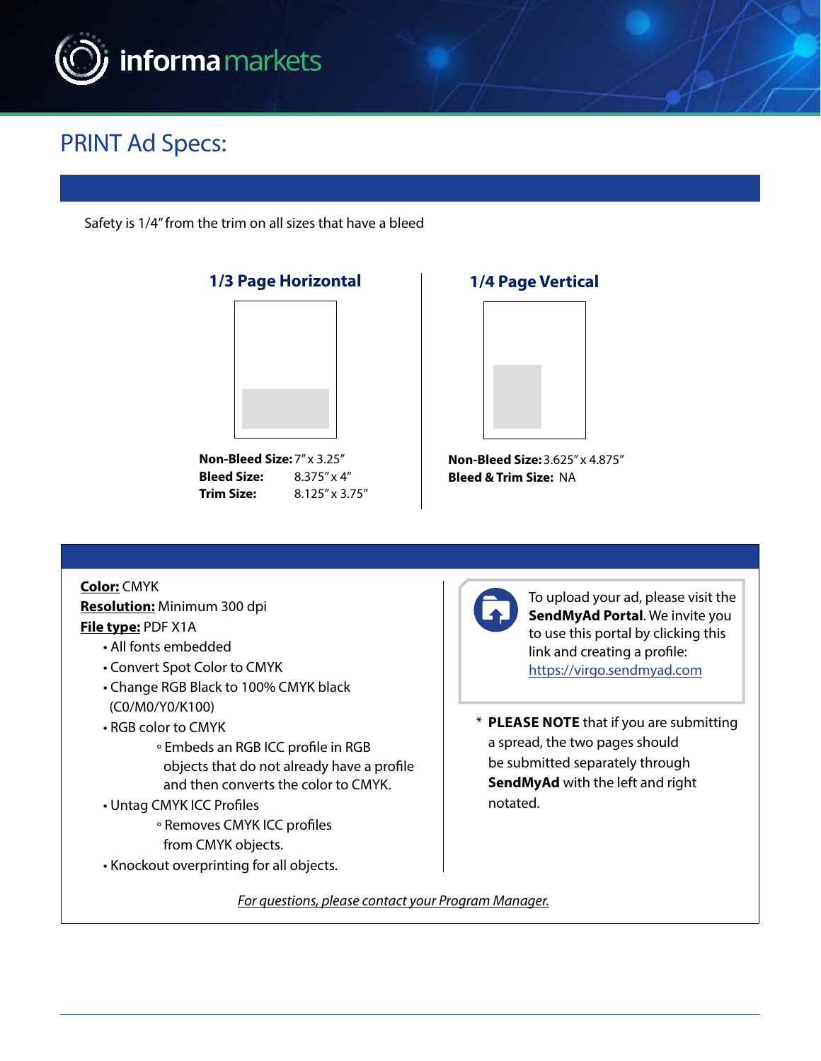# PRINT Ad Specs:

Safety is 1/4" from the trim on all sizes that have a bleed

### 1/3 Page Horizontal

**Non-Bleed Size:** 7" x 3.25"
**Bleed Size:** 8.375" x 4"
**Trim Size:** 8.125" x 3.75"

### 1/4 Page Vertical

**Non-Bleed Size:** 3.625" x 4.875"
**Bleed & Trim Size:** NA

**Color:** CMYK
**Resolution:** Minimum 300 dpi
**File type:** PDF X1A

- All fonts embedded
- Convert Spot Color to CMYK
- Change RGB Black to 100% CMYK black (C0/M0/Y0/K100)
- RGB color to CMYK
  - Embeds an RGB ICC profile in RGB objects that do not already have a profile and then converts the color to CMYK.
- Untag CMYK ICC Profiles
  - Removes CMYK ICC profiles from CMYK objects.
- Knockout overprinting for all objects.

To upload your ad, please visit the **SendMyAd Portal**. We invite you to use this portal by clicking this link and creating a profile: https://virgo.sendmyad.com

* **PLEASE NOTE** that if you are submitting a spread, the two pages should be submitted separately through **SendMyAd** with the left and right notated.

*For questions, please contact your Program Manager.*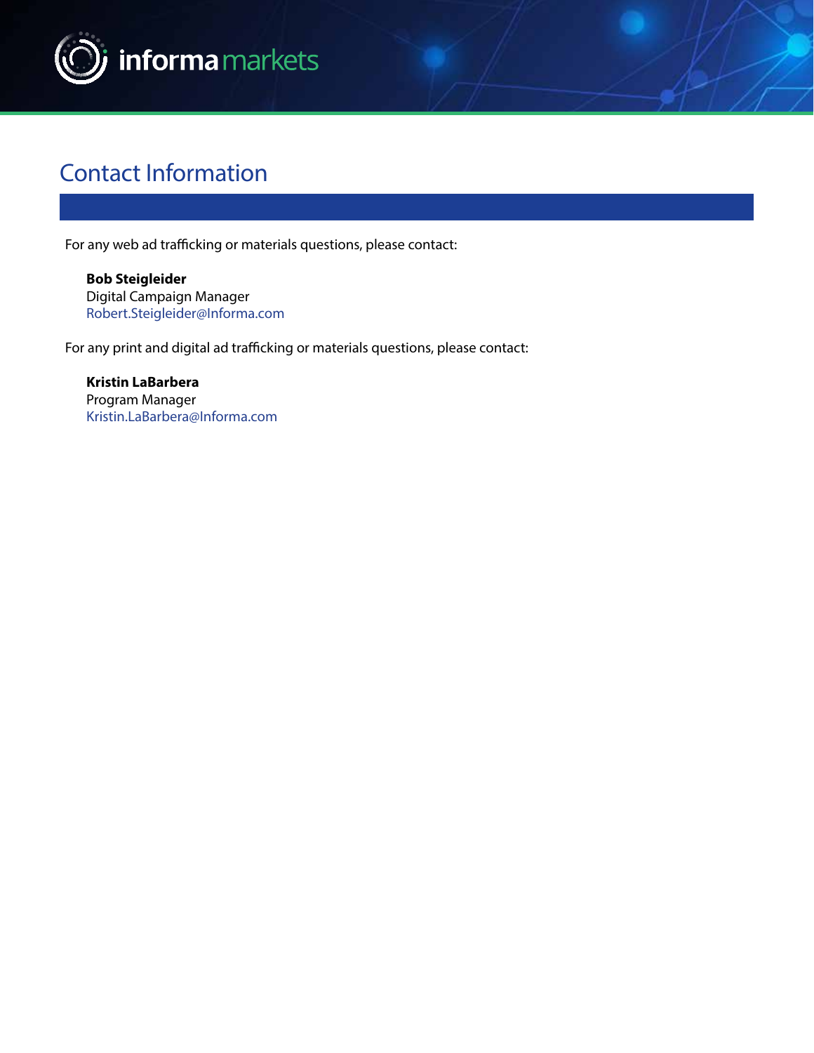## Contact Information

For any web ad trafficking or materials questions, please contact:

**Bob Steigleider**
Digital Campaign Manager
Robert.Steigleider@Informa.com

For any print and digital ad trafficking or materials questions, please contact:

**Kristin LaBarbera**
Program Manager
Kristin.LaBarbera@Informa.com